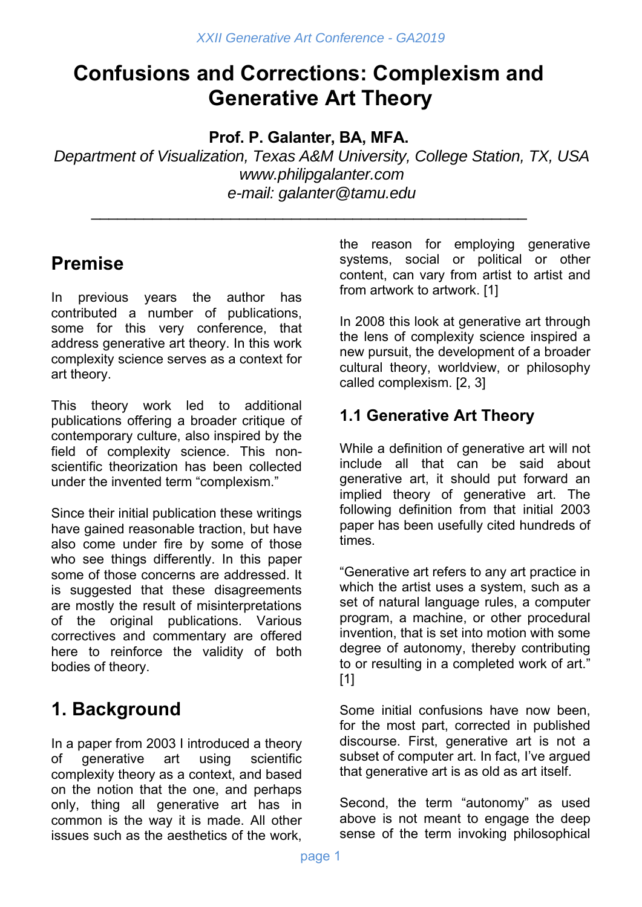# Confusions and Corrections: Complexism and Generative Art Theory

**Prof. P. Galanter, BA, MFA.**

*Department of Visualization, Texas A&M University, College Station, TX, USA*
*www.philipgalanter.com*
*e-mail: galanter@tamu.edu*

---

## Premise

In previous years the author has contributed a number of publications, some for this very conference, that address generative art theory. In this work complexity science serves as a context for art theory.

This theory work led to additional publications offering a broader critique of contemporary culture, also inspired by the field of complexity science. This non-scientific theorization has been collected under the invented term "complexism."

Since their initial publication these writings have gained reasonable traction, but have also come under fire by some of those who see things differently. In this paper some of those concerns are addressed. It is suggested that these disagreements are mostly the result of misinterpretations of the original publications. Various correctives and commentary are offered here to reinforce the validity of both bodies of theory.

## 1. Background

In a paper from 2003 I introduced a theory of generative art using scientific complexity theory as a context, and based on the notion that the one, and perhaps only, thing all generative art has in common is the way it is made. All other issues such as the aesthetics of the work, the reason for employing generative systems, social or political or other content, can vary from artist to artist and from artwork to artwork. [1]

In 2008 this look at generative art through the lens of complexity science inspired a new pursuit, the development of a broader cultural theory, worldview, or philosophy called complexism. [2, 3]

### 1.1 Generative Art Theory

While a definition of generative art will not include all that can be said about generative art, it should put forward an implied theory of generative art. The following definition from that initial 2003 paper has been usefully cited hundreds of times.

"Generative art refers to any art practice in which the artist uses a system, such as a set of natural language rules, a computer program, a machine, or other procedural invention, that is set into motion with some degree of autonomy, thereby contributing to or resulting in a completed work of art." [1]

Some initial confusions have now been, for the most part, corrected in published discourse. First, generative art is not a subset of computer art. In fact, I've argued that generative art is as old as art itself.

Second, the term "autonomy" as used above is not meant to engage the deep sense of the term invoking philosophical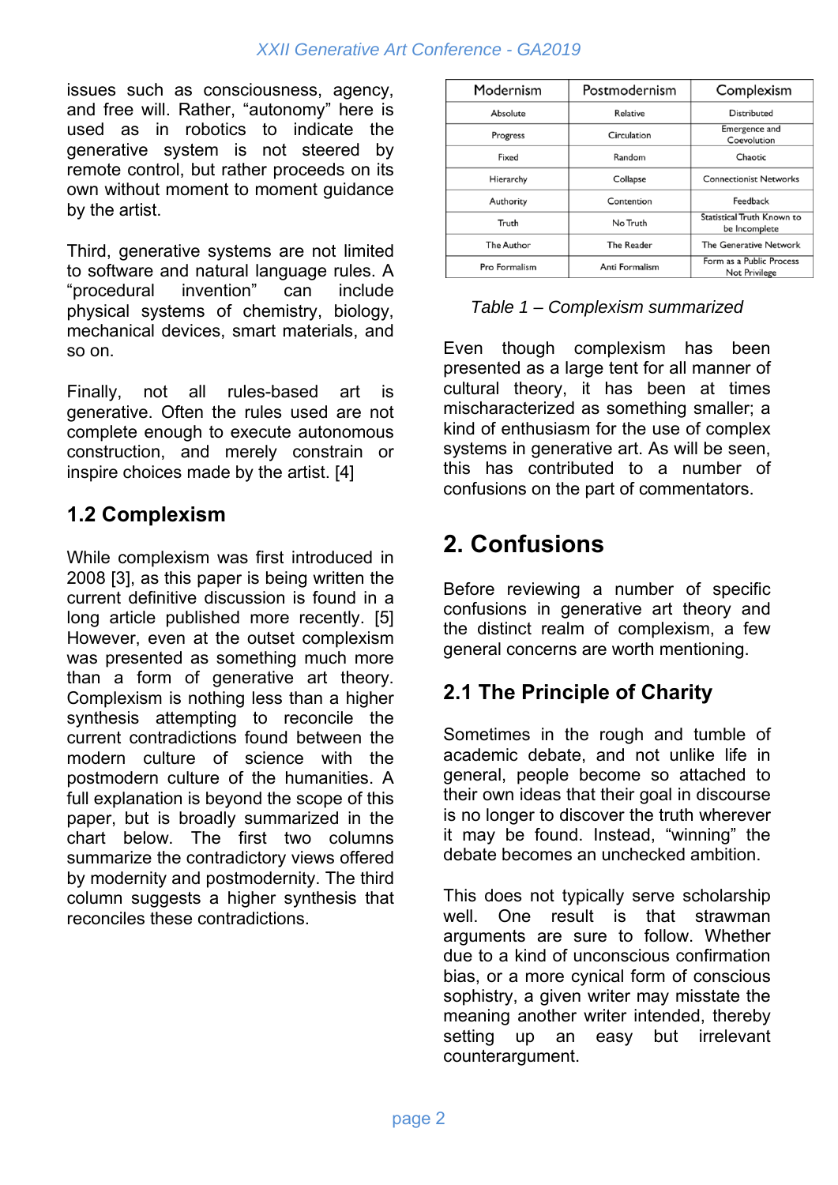issues such as consciousness, agency, and free will. Rather, "autonomy" here is used as in robotics to indicate the generative system is not steered by remote control, but rather proceeds on its own without moment to moment guidance by the artist.

Third, generative systems are not limited to software and natural language rules. A "procedural invention" can include physical systems of chemistry, biology, mechanical devices, smart materials, and so on.

Finally, not all rules-based art is generative. Often the rules used are not complete enough to execute autonomous construction, and merely constrain or inspire choices made by the artist. [4]

## 1.2 Complexism

While complexism was first introduced in 2008 [3], as this paper is being written the current definitive discussion is found in a long article published more recently. [5] However, even at the outset complexism was presented as something much more than a form of generative art theory. Complexism is nothing less than a higher synthesis attempting to reconcile the current contradictions found between the modern culture of science with the postmodern culture of the humanities. A full explanation is beyond the scope of this paper, but is broadly summarized in the chart below. The first two columns summarize the contradictory views offered by modernity and postmodernity. The third column suggests a higher synthesis that reconciles these contradictions.

| Modernism | Postmodernism | Complexism |
|---|---|---|
| Absolute | Relative | Distributed |
| Progress | Circulation | Emergence and Coevolution |
| Fixed | Random | Chaotic |
| Hierarchy | Collapse | Connectionist Networks |
| Authority | Contention | Feedback |
| Truth | No Truth | Statistical Truth Known to be Incomplete |
| The Author | The Reader | The Generative Network |
| Pro Formalism | Anti Formalism | Form as a Public Process Not Privilege |

*Table 1 – Complexism summarized*

Even though complexism has been presented as a large tent for all manner of cultural theory, it has been at times mischaracterized as something smaller; a kind of enthusiasm for the use of complex systems in generative art. As will be seen, this has contributed to a number of confusions on the part of commentators.

# 2. Confusions

Before reviewing a number of specific confusions in generative art theory and the distinct realm of complexism, a few general concerns are worth mentioning.

## 2.1 The Principle of Charity

Sometimes in the rough and tumble of academic debate, and not unlike life in general, people become so attached to their own ideas that their goal in discourse is no longer to discover the truth wherever it may be found. Instead, "winning" the debate becomes an unchecked ambition.

This does not typically serve scholarship well. One result is that strawman arguments are sure to follow. Whether due to a kind of unconscious confirmation bias, or a more cynical form of conscious sophistry, a given writer may misstate the meaning another writer intended, thereby setting up an easy but irrelevant counterargument.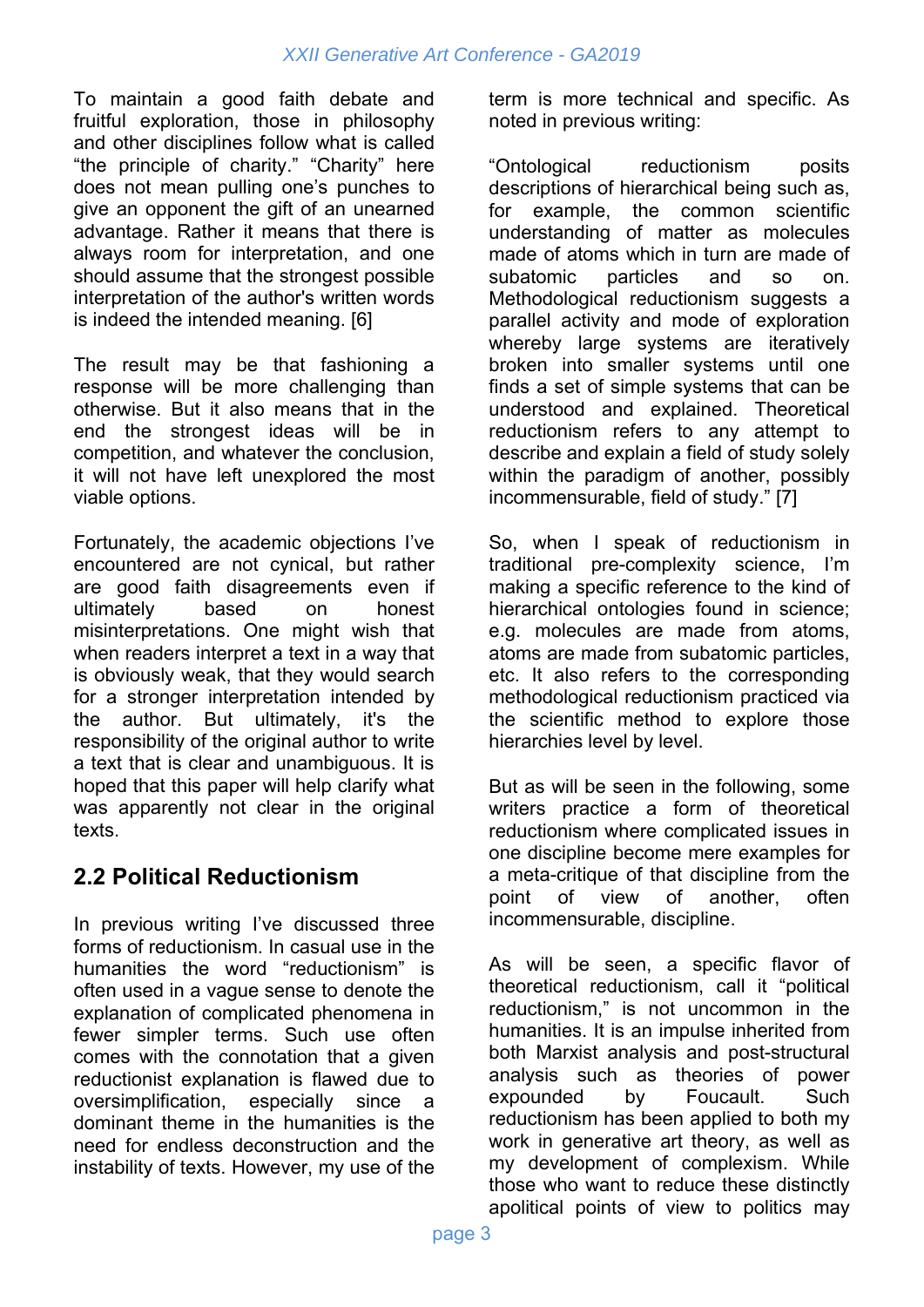To maintain a good faith debate and fruitful exploration, those in philosophy and other disciplines follow what is called "the principle of charity." "Charity" here does not mean pulling one's punches to give an opponent the gift of an unearned advantage. Rather it means that there is always room for interpretation, and one should assume that the strongest possible interpretation of the author's written words is indeed the intended meaning. [6]

The result may be that fashioning a response will be more challenging than otherwise. But it also means that in the end the strongest ideas will be in competition, and whatever the conclusion, it will not have left unexplored the most viable options.

Fortunately, the academic objections I've encountered are not cynical, but rather are good faith disagreements even if ultimately based on honest misinterpretations. One might wish that when readers interpret a text in a way that is obviously weak, that they would search for a stronger interpretation intended by the author. But ultimately, it's the responsibility of the original author to write a text that is clear and unambiguous. It is hoped that this paper will help clarify what was apparently not clear in the original texts.

## 2.2 Political Reductionism

In previous writing I've discussed three forms of reductionism. In casual use in the humanities the word "reductionism" is often used in a vague sense to denote the explanation of complicated phenomena in fewer simpler terms. Such use often comes with the connotation that a given reductionist explanation is flawed due to oversimplification, especially since a dominant theme in the humanities is the need for endless deconstruction and the instability of texts. However, my use of the term is more technical and specific. As noted in previous writing:

"Ontological reductionism posits descriptions of hierarchical being such as, for example, the common scientific understanding of matter as molecules made of atoms which in turn are made of subatomic particles and so on. Methodological reductionism suggests a parallel activity and mode of exploration whereby large systems are iteratively broken into smaller systems until one finds a set of simple systems that can be understood and explained. Theoretical reductionism refers to any attempt to describe and explain a field of study solely within the paradigm of another, possibly incommensurable, field of study." [7]

So, when I speak of reductionism in traditional pre-complexity science, I'm making a specific reference to the kind of hierarchical ontologies found in science; e.g. molecules are made from atoms, atoms are made from subatomic particles, etc. It also refers to the corresponding methodological reductionism practiced via the scientific method to explore those hierarchies level by level.

But as will be seen in the following, some writers practice a form of theoretical reductionism where complicated issues in one discipline become mere examples for a meta-critique of that discipline from the point of view of another, often incommensurable, discipline.

As will be seen, a specific flavor of theoretical reductionism, call it "political reductionism," is not uncommon in the humanities. It is an impulse inherited from both Marxist analysis and post-structural analysis such as theories of power expounded by Foucault. Such reductionism has been applied to both my work in generative art theory, as well as my development of complexism. While those who want to reduce these distinctly apolitical points of view to politics may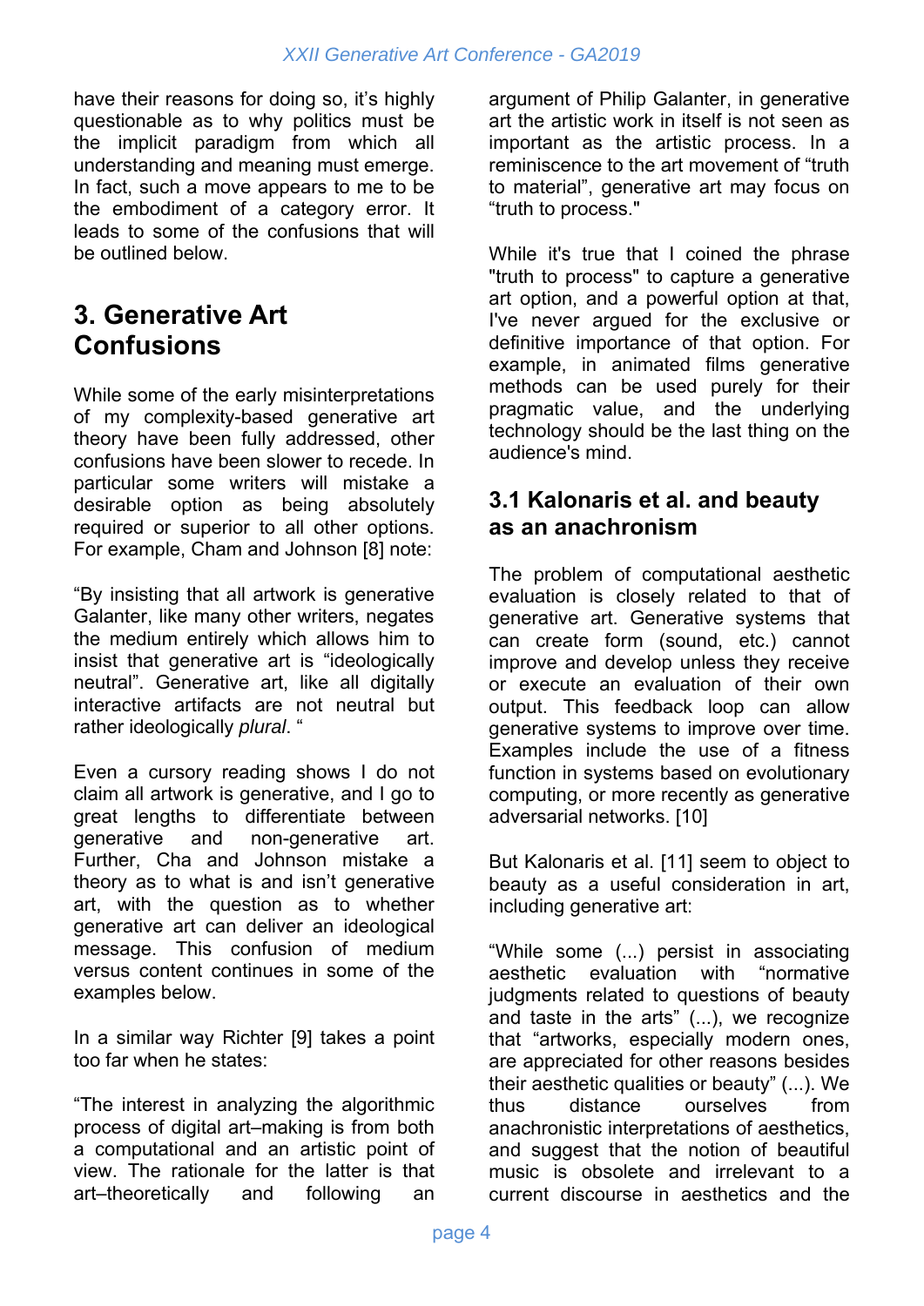have their reasons for doing so, it's highly questionable as to why politics must be the implicit paradigm from which all understanding and meaning must emerge. In fact, such a move appears to me to be the embodiment of a category error. It leads to some of the confusions that will be outlined below.

## 3. Generative Art Confusions

While some of the early misinterpretations of my complexity-based generative art theory have been fully addressed, other confusions have been slower to recede. In particular some writers will mistake a desirable option as being absolutely required or superior to all other options. For example, Cham and Johnson [8] note:

"By insisting that all artwork is generative Galanter, like many other writers, negates the medium entirely which allows him to insist that generative art is "ideologically neutral". Generative art, like all digitally interactive artifacts are not neutral but rather ideologically *plural*. "

Even a cursory reading shows I do not claim all artwork is generative, and I go to great lengths to differentiate between generative and non-generative art. Further, Cha and Johnson mistake a theory as to what is and isn't generative art, with the question as to whether generative art can deliver an ideological message. This confusion of medium versus content continues in some of the examples below.

In a similar way Richter [9] takes a point too far when he states:

"The interest in analyzing the algorithmic process of digital art–making is from both a computational and an artistic point of view. The rationale for the latter is that art–theoretically and following an argument of Philip Galanter, in generative art the artistic work in itself is not seen as important as the artistic process. In a reminiscence to the art movement of "truth to material", generative art may focus on "truth to process."

While it's true that I coined the phrase "truth to process" to capture a generative art option, and a powerful option at that, I've never argued for the exclusive or definitive importance of that option. For example, in animated films generative methods can be used purely for their pragmatic value, and the underlying technology should be the last thing on the audience's mind.

### 3.1 Kalonaris et al. and beauty as an anachronism

The problem of computational aesthetic evaluation is closely related to that of generative art. Generative systems that can create form (sound, etc.) cannot improve and develop unless they receive or execute an evaluation of their own output. This feedback loop can allow generative systems to improve over time. Examples include the use of a fitness function in systems based on evolutionary computing, or more recently as generative adversarial networks. [10]

But Kalonaris et al. [11] seem to object to beauty as a useful consideration in art, including generative art:

"While some (...) persist in associating aesthetic evaluation with "normative judgments related to questions of beauty and taste in the arts" (...), we recognize that "artworks, especially modern ones, are appreciated for other reasons besides their aesthetic qualities or beauty" (...). We thus distance ourselves from anachronistic interpretations of aesthetics, and suggest that the notion of beautiful music is obsolete and irrelevant to a current discourse in aesthetics and the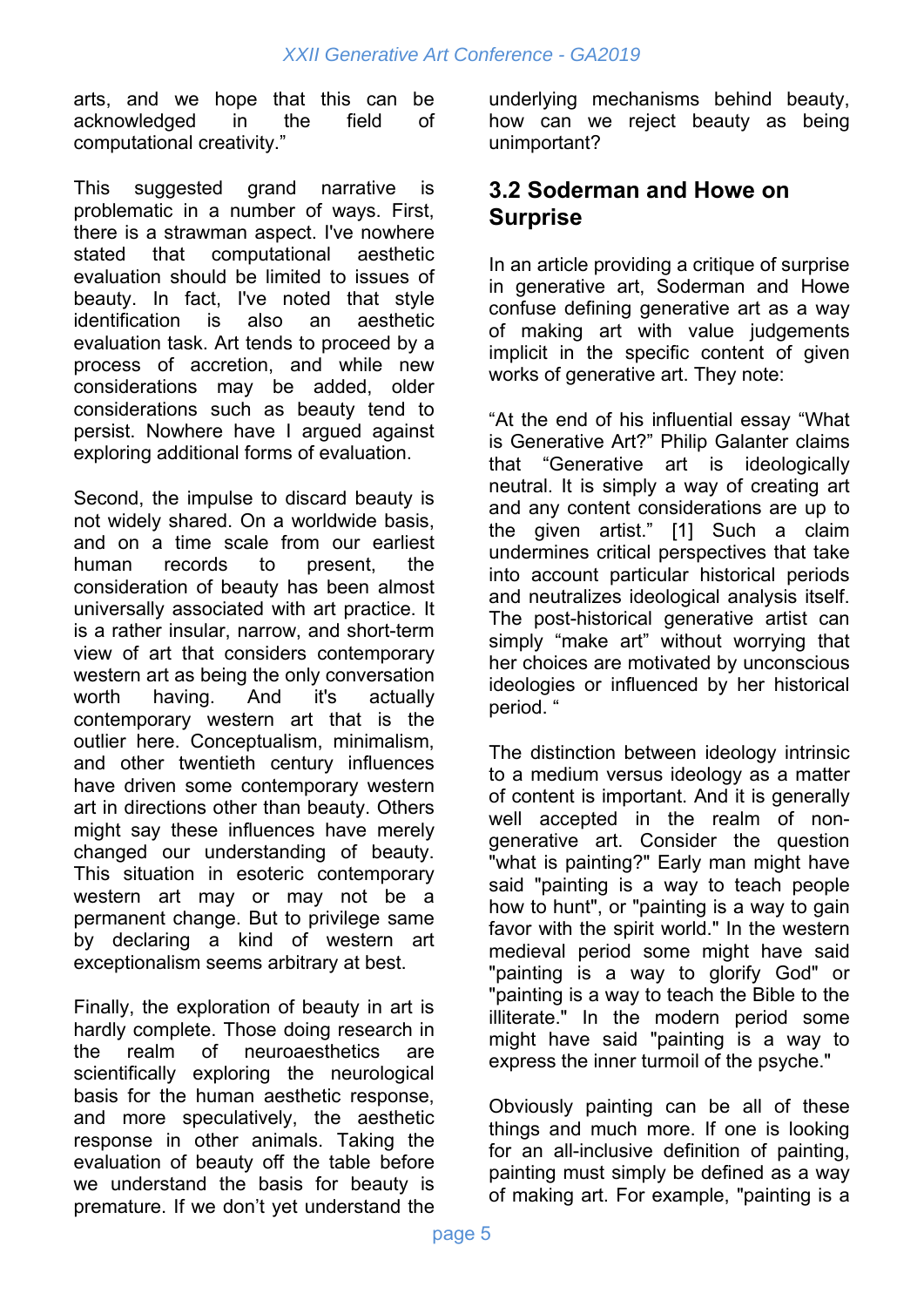arts, and we hope that this can be acknowledged in the field of computational creativity."

This suggested grand narrative is problematic in a number of ways. First, there is a strawman aspect. I've nowhere stated that computational aesthetic evaluation should be limited to issues of beauty. In fact, I've noted that style identification is also an aesthetic evaluation task. Art tends to proceed by a process of accretion, and while new considerations may be added, older considerations such as beauty tend to persist. Nowhere have I argued against exploring additional forms of evaluation.

Second, the impulse to discard beauty is not widely shared. On a worldwide basis, and on a time scale from our earliest human records to present, the consideration of beauty has been almost universally associated with art practice. It is a rather insular, narrow, and short-term view of art that considers contemporary western art as being the only conversation worth having. And it's actually contemporary western art that is the outlier here. Conceptualism, minimalism, and other twentieth century influences have driven some contemporary western art in directions other than beauty. Others might say these influences have merely changed our understanding of beauty. This situation in esoteric contemporary western art may or may not be a permanent change. But to privilege same by declaring a kind of western art exceptionalism seems arbitrary at best.

Finally, the exploration of beauty in art is hardly complete. Those doing research in the realm of neuroaesthetics are scientifically exploring the neurological basis for the human aesthetic response, and more speculatively, the aesthetic response in other animals. Taking the evaluation of beauty off the table before we understand the basis for beauty is premature. If we don't yet understand the underlying mechanisms behind beauty, how can we reject beauty as being unimportant?

## 3.2 Soderman and Howe on Surprise

In an article providing a critique of surprise in generative art, Soderman and Howe confuse defining generative art as a way of making art with value judgements implicit in the specific content of given works of generative art. They note:

"At the end of his influential essay "What is Generative Art?" Philip Galanter claims that "Generative art is ideologically neutral. It is simply a way of creating art and any content considerations are up to the given artist." [1] Such a claim undermines critical perspectives that take into account particular historical periods and neutralizes ideological analysis itself. The post-historical generative artist can simply "make art" without worrying that her choices are motivated by unconscious ideologies or influenced by her historical period. "

The distinction between ideology intrinsic to a medium versus ideology as a matter of content is important. And it is generally well accepted in the realm of non-generative art. Consider the question "what is painting?" Early man might have said "painting is a way to teach people how to hunt", or "painting is a way to gain favor with the spirit world." In the western medieval period some might have said "painting is a way to glorify God" or "painting is a way to teach the Bible to the illiterate." In the modern period some might have said "painting is a way to express the inner turmoil of the psyche."

Obviously painting can be all of these things and much more. If one is looking for an all-inclusive definition of painting, painting must simply be defined as a way of making art. For example, "painting is a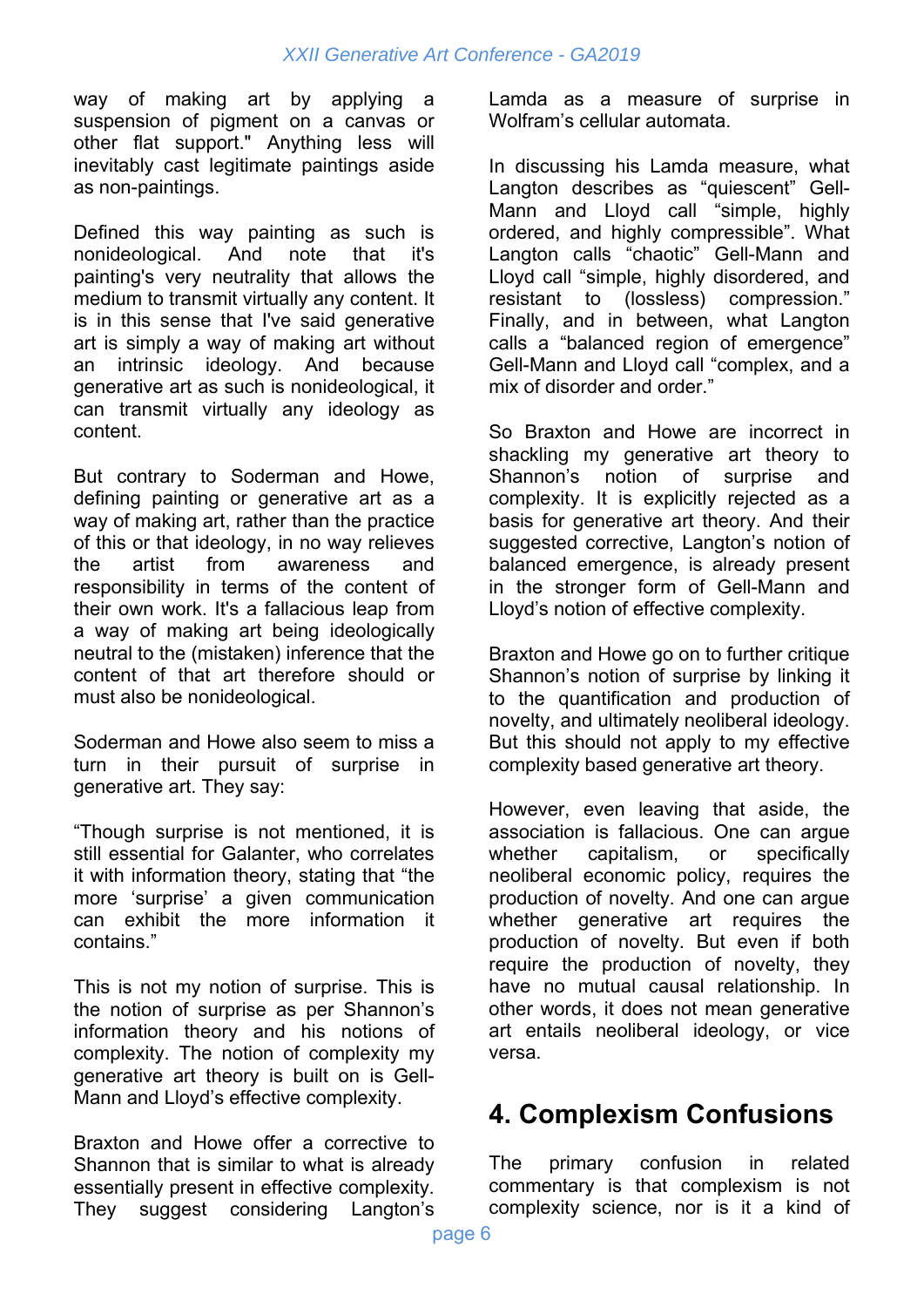way of making art by applying a suspension of pigment on a canvas or other flat support." Anything less will inevitably cast legitimate paintings aside as non-paintings.

Defined this way painting as such is nonideological. And note that it's painting's very neutrality that allows the medium to transmit virtually any content. It is in this sense that I've said generative art is simply a way of making art without an intrinsic ideology. And because generative art as such is nonideological, it can transmit virtually any ideology as content.

But contrary to Soderman and Howe, defining painting or generative art as a way of making art, rather than the practice of this or that ideology, in no way relieves the artist from awareness and responsibility in terms of the content of their own work. It's a fallacious leap from a way of making art being ideologically neutral to the (mistaken) inference that the content of that art therefore should or must also be nonideological.

Soderman and Howe also seem to miss a turn in their pursuit of surprise in generative art. They say:

"Though surprise is not mentioned, it is still essential for Galanter, who correlates it with information theory, stating that "the more 'surprise' a given communication can exhibit the more information it contains."

This is not my notion of surprise. This is the notion of surprise as per Shannon's information theory and his notions of complexity. The notion of complexity my generative art theory is built on is Gell-Mann and Lloyd's effective complexity.

Braxton and Howe offer a corrective to Shannon that is similar to what is already essentially present in effective complexity. They suggest considering Langton's Lamda as a measure of surprise in Wolfram's cellular automata.

In discussing his Lamda measure, what Langton describes as "quiescent" Gell-Mann and Lloyd call "simple, highly ordered, and highly compressible". What Langton calls "chaotic" Gell-Mann and Lloyd call "simple, highly disordered, and resistant to (lossless) compression." Finally, and in between, what Langton calls a "balanced region of emergence" Gell-Mann and Lloyd call "complex, and a mix of disorder and order."

So Braxton and Howe are incorrect in shackling my generative art theory to Shannon's notion of surprise and complexity. It is explicitly rejected as a basis for generative art theory. And their suggested corrective, Langton's notion of balanced emergence, is already present in the stronger form of Gell-Mann and Lloyd's notion of effective complexity.

Braxton and Howe go on to further critique Shannon's notion of surprise by linking it to the quantification and production of novelty, and ultimately neoliberal ideology. But this should not apply to my effective complexity based generative art theory.

However, even leaving that aside, the association is fallacious. One can argue whether capitalism, or specifically neoliberal economic policy, requires the production of novelty. And one can argue whether generative art requires the production of novelty. But even if both require the production of novelty, they have no mutual causal relationship. In other words, it does not mean generative art entails neoliberal ideology, or vice versa.

## 4. Complexism Confusions

The primary confusion in related commentary is that complexism is not complexity science, nor is it a kind of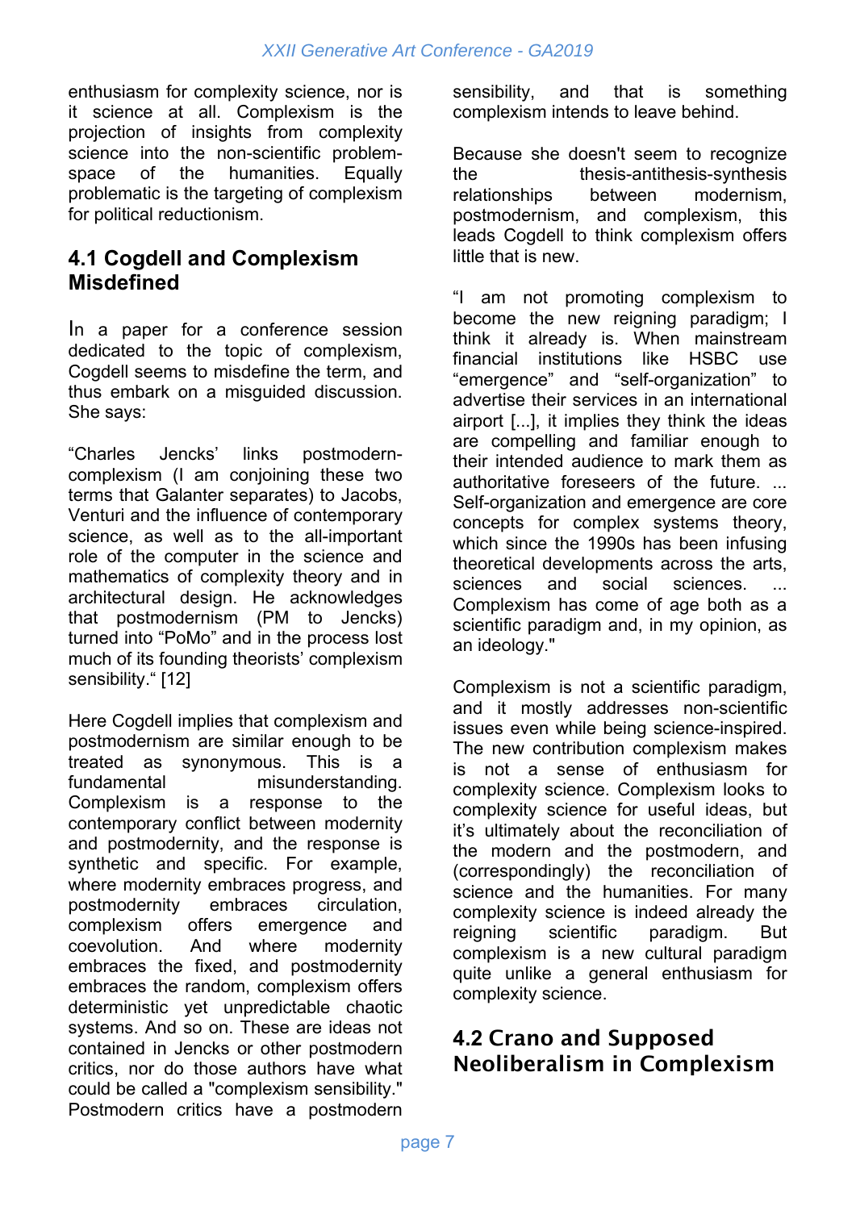enthusiasm for complexity science, nor is it science at all. Complexism is the projection of insights from complexity science into the non-scientific problem-space of the humanities. Equally problematic is the targeting of complexism for political reductionism.

## 4.1 Cogdell and Complexism Misdefined

In a paper for a conference session dedicated to the topic of complexism, Cogdell seems to misdefine the term, and thus embark on a misguided discussion. She says:

"Charles Jencks' links postmodern-complexism (I am conjoining these two terms that Galanter separates) to Jacobs, Venturi and the influence of contemporary science, as well as to the all-important role of the computer in the science and mathematics of complexity theory and in architectural design. He acknowledges that postmodernism (PM to Jencks) turned into "PoMo" and in the process lost much of its founding theorists' complexism sensibility." [12]

Here Cogdell implies that complexism and postmodernism are similar enough to be treated as synonymous. This is a fundamental misunderstanding. Complexism is a response to the contemporary conflict between modernity and postmodernity, and the response is synthetic and specific. For example, where modernity embraces progress, and postmodernity embraces circulation, complexism offers emergence and coevolution. And where modernity embraces the fixed, and postmodernity embraces the random, complexism offers deterministic yet unpredictable chaotic systems. And so on. These are ideas not contained in Jencks or other postmodern critics, nor do those authors have what could be called a "complexism sensibility." Postmodern critics have a postmodern sensibility, and that is something complexism intends to leave behind.

Because she doesn't seem to recognize the thesis-antithesis-synthesis relationships between modernism, postmodernism, and complexism, this leads Cogdell to think complexism offers little that is new.

"I am not promoting complexism to become the new reigning paradigm; I think it already is. When mainstream financial institutions like HSBC use "emergence" and "self-organization" to advertise their services in an international airport [...], it implies they think the ideas are compelling and familiar enough to their intended audience to mark them as authoritative foreseers of the future. ... Self-organization and emergence are core concepts for complex systems theory, which since the 1990s has been infusing theoretical developments across the arts, sciences and social sciences. ... Complexism has come of age both as a scientific paradigm and, in my opinion, as an ideology."

Complexism is not a scientific paradigm, and it mostly addresses non-scientific issues even while being science-inspired. The new contribution complexism makes is not a sense of enthusiasm for complexity science. Complexism looks to complexity science for useful ideas, but it's ultimately about the reconciliation of the modern and the postmodern, and (correspondingly) the reconciliation of science and the humanities. For many complexity science is indeed already the reigning scientific paradigm. But complexism is a new cultural paradigm quite unlike a general enthusiasm for complexity science.

## 4.2 Crano and Supposed Neoliberalism in Complexism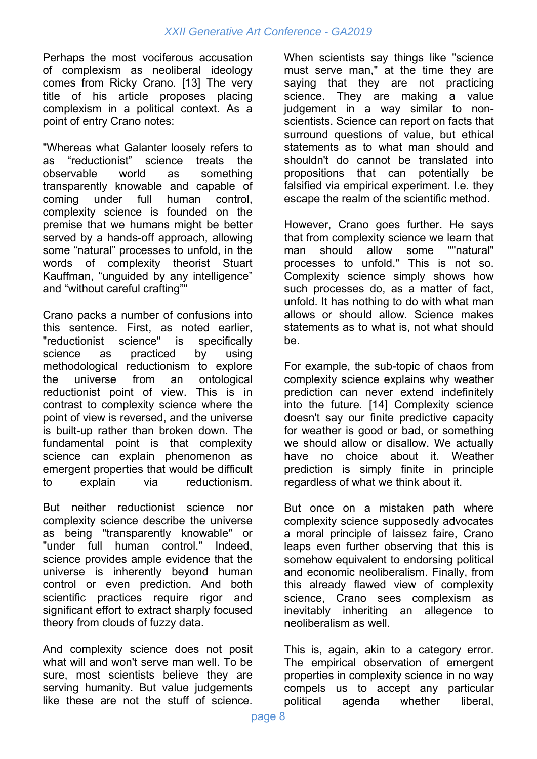Perhaps the most vociferous accusation of complexism as neoliberal ideology comes from Ricky Crano. [13] The very title of his article proposes placing complexism in a political context. As a point of entry Crano notes:

"Whereas what Galanter loosely refers to as “reductionist” science treats the observable world as something transparently knowable and capable of coming under full human control, complexity science is founded on the premise that we humans might be better served by a hands-off approach, allowing some “natural” processes to unfold, in the words of complexity theorist Stuart Kauffman, “unguided by any intelligence” and “without careful crafting”"

Crano packs a number of confusions into this sentence. First, as noted earlier, "reductionist science" is specifically science as practiced by using methodological reductionism to explore the universe from an ontological reductionist point of view. This is in contrast to complexity science where the point of view is reversed, and the universe is built-up rather than broken down. The fundamental point is that complexity science can explain phenomenon as emergent properties that would be difficult to explain via reductionism.

But neither reductionist science nor complexity science describe the universe as being "transparently knowable" or "under full human control." Indeed, science provides ample evidence that the universe is inherently beyond human control or even prediction. And both scientific practices require rigor and significant effort to extract sharply focused theory from clouds of fuzzy data.

And complexity science does not posit what will and won't serve man well. To be sure, most scientists believe they are serving humanity. But value judgements like these are not the stuff of science. When scientists say things like "science must serve man," at the time they are saying that they are not practicing science. They are making a value judgement in a way similar to non-scientists. Science can report on facts that surround questions of value, but ethical statements as to what man should and shouldn't do cannot be translated into propositions that can potentially be falsified via empirical experiment. I.e. they escape the realm of the scientific method.

However, Crano goes further. He says that from complexity science we learn that man should allow some ""natural" processes to unfold." This is not so. Complexity science simply shows how such processes do, as a matter of fact, unfold. It has nothing to do with what man allows or should allow. Science makes statements as to what is, not what should be.

For example, the sub-topic of chaos from complexity science explains why weather prediction can never extend indefinitely into the future. [14] Complexity science doesn't say our finite predictive capacity for weather is good or bad, or something we should allow or disallow. We actually have no choice about it. Weather prediction is simply finite in principle regardless of what we think about it.

But once on a mistaken path where complexity science supposedly advocates a moral principle of laissez faire, Crano leaps even further observing that this is somehow equivalent to endorsing political and economic neoliberalism. Finally, from this already flawed view of complexity science, Crano sees complexism as inevitably inheriting an allegence to neoliberalism as well.

This is, again, akin to a category error. The empirical observation of emergent properties in complexity science in no way compels us to accept any particular political agenda whether liberal,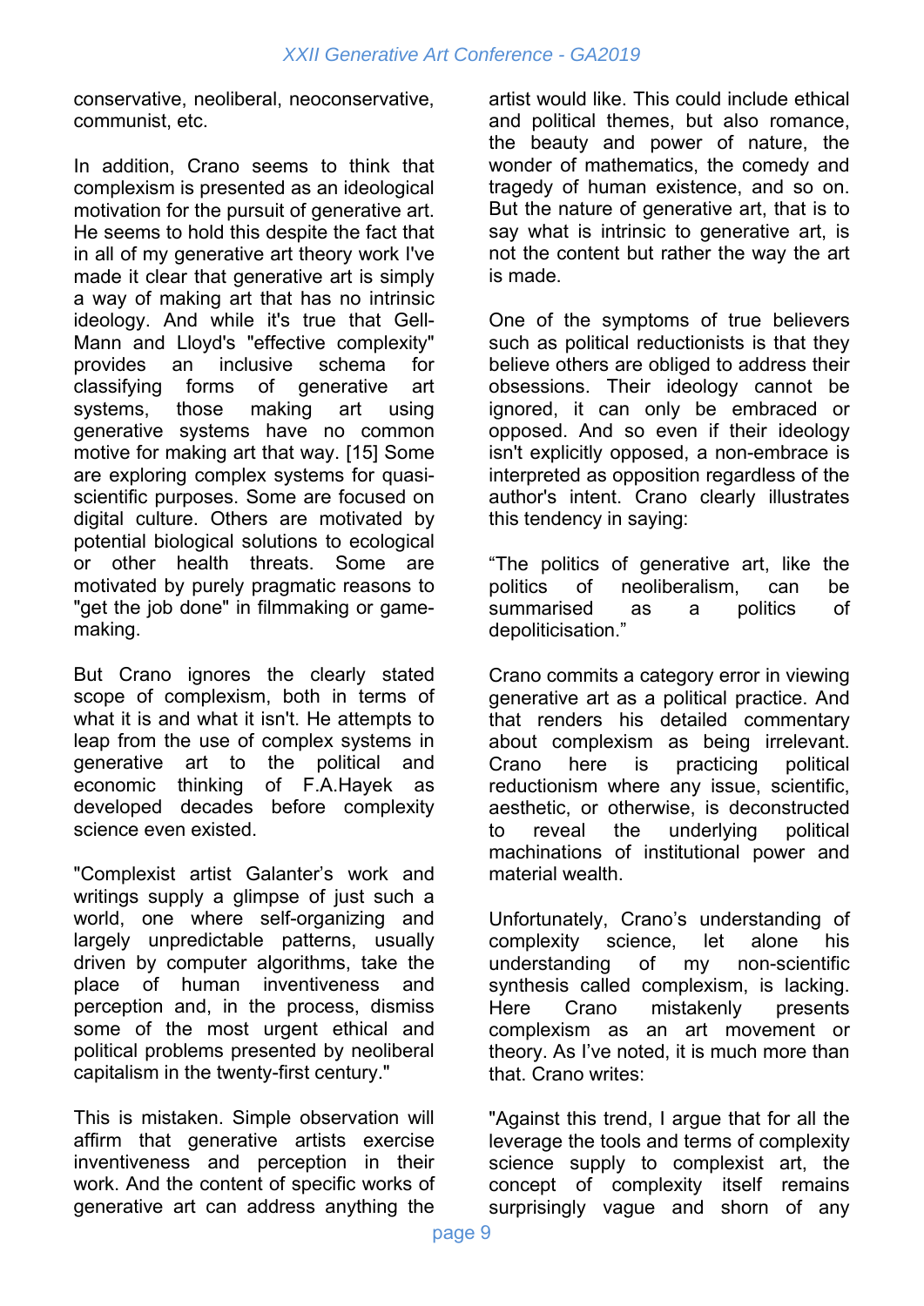conservative, neoliberal, neoconservative, communist, etc.

In addition, Crano seems to think that complexism is presented as an ideological motivation for the pursuit of generative art. He seems to hold this despite the fact that in all of my generative art theory work I've made it clear that generative art is simply a way of making art that has no intrinsic ideology. And while it's true that Gell-Mann and Lloyd's "effective complexity" provides an inclusive schema for classifying forms of generative art systems, those making art using generative systems have no common motive for making art that way. [15] Some are exploring complex systems for quasi-scientific purposes. Some are focused on digital culture. Others are motivated by potential biological solutions to ecological or other health threats. Some are motivated by purely pragmatic reasons to "get the job done" in filmmaking or game-making.

But Crano ignores the clearly stated scope of complexism, both in terms of what it is and what it isn't. He attempts to leap from the use of complex systems in generative art to the political and economic thinking of F.A.Hayek as developed decades before complexity science even existed.

"Complexist artist Galanter's work and writings supply a glimpse of just such a world, one where self-organizing and largely unpredictable patterns, usually driven by computer algorithms, take the place of human inventiveness and perception and, in the process, dismiss some of the most urgent ethical and political problems presented by neoliberal capitalism in the twenty-first century."

This is mistaken. Simple observation will affirm that generative artists exercise inventiveness and perception in their work. And the content of specific works of generative art can address anything the artist would like. This could include ethical and political themes, but also romance, the beauty and power of nature, the wonder of mathematics, the comedy and tragedy of human existence, and so on. But the nature of generative art, that is to say what is intrinsic to generative art, is not the content but rather the way the art is made.

One of the symptoms of true believers such as political reductionists is that they believe others are obliged to address their obsessions. Their ideology cannot be ignored, it can only be embraced or opposed. And so even if their ideology isn't explicitly opposed, a non-embrace is interpreted as opposition regardless of the author's intent. Crano clearly illustrates this tendency in saying:

"The politics of generative art, like the politics of neoliberalism, can be summarised as a politics of depoliticisation."

Crano commits a category error in viewing generative art as a political practice. And that renders his detailed commentary about complexism as being irrelevant. Crano here is practicing political reductionism where any issue, scientific, aesthetic, or otherwise, is deconstructed to reveal the underlying political machinations of institutional power and material wealth.

Unfortunately, Crano's understanding of complexity science, let alone his understanding of my non-scientific synthesis called complexism, is lacking. Here Crano mistakenly presents complexism as an art movement or theory. As I've noted, it is much more than that. Crano writes:

"Against this trend, I argue that for all the leverage the tools and terms of complexity science supply to complexist art, the concept of complexity itself remains surprisingly vague and shorn of any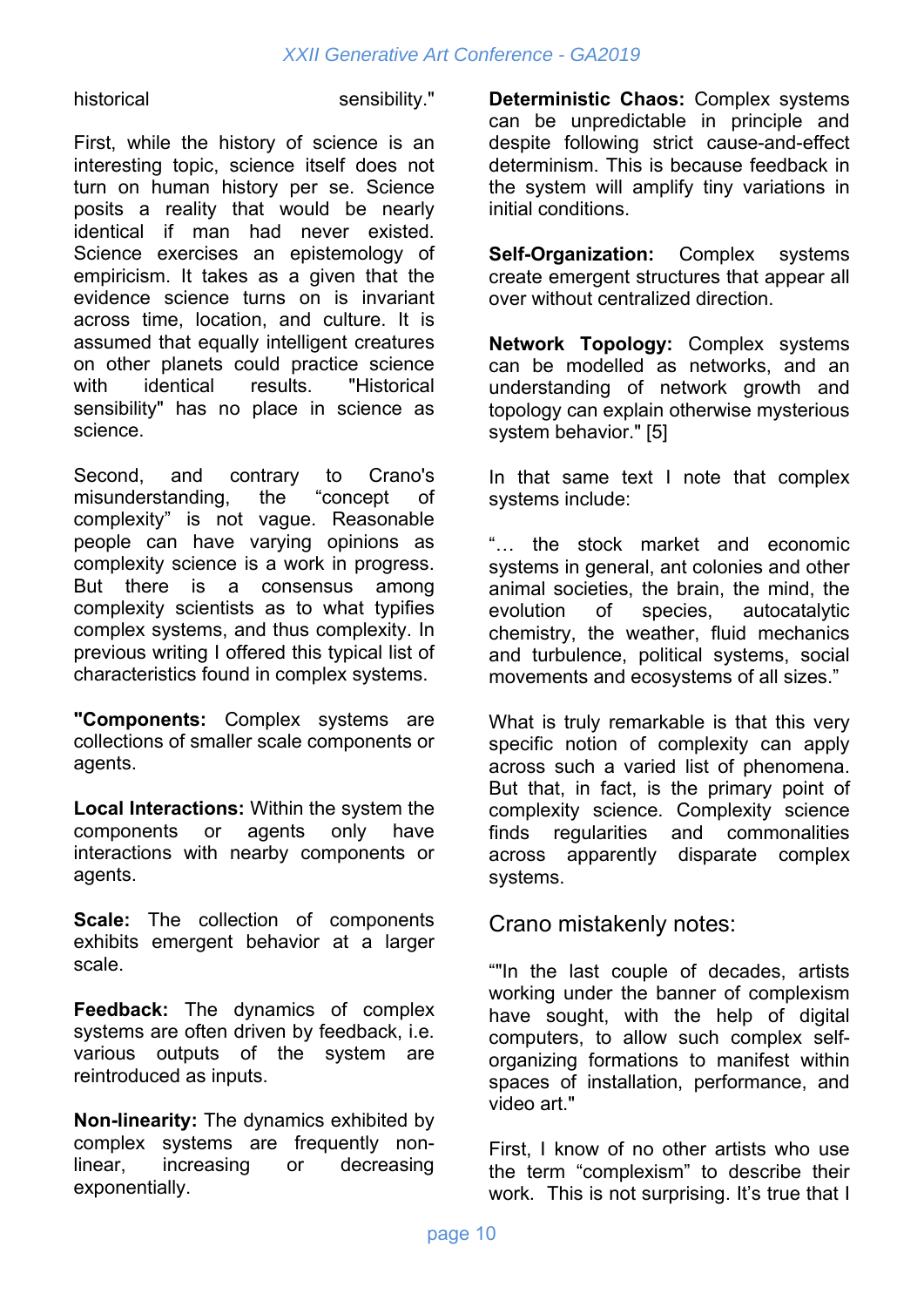historical sensibility."

First, while the history of science is an interesting topic, science itself does not turn on human history per se. Science posits a reality that would be nearly identical if man had never existed. Science exercises an epistemology of empiricism. It takes as a given that the evidence science turns on is invariant across time, location, and culture. It is assumed that equally intelligent creatures on other planets could practice science with identical results. "Historical sensibility" has no place in science as science.

Second, and contrary to Crano's misunderstanding, the "concept of complexity" is not vague. Reasonable people can have varying opinions as complexity science is a work in progress. But there is a consensus among complexity scientists as to what typifies complex systems, and thus complexity. In previous writing I offered this typical list of characteristics found in complex systems.

"**Components:** Complex systems are collections of smaller scale components or agents.

**Local Interactions:** Within the system the components or agents only have interactions with nearby components or agents.

**Scale:** The collection of components exhibits emergent behavior at a larger scale.

**Feedback:** The dynamics of complex systems are often driven by feedback, i.e. various outputs of the system are reintroduced as inputs.

**Non-linearity:** The dynamics exhibited by complex systems are frequently non-linear, increasing or decreasing exponentially.

**Deterministic Chaos:** Complex systems can be unpredictable in principle and despite following strict cause-and-effect determinism. This is because feedback in the system will amplify tiny variations in initial conditions.

**Self-Organization:** Complex systems create emergent structures that appear all over without centralized direction.

**Network Topology:** Complex systems can be modelled as networks, and an understanding of network growth and topology can explain otherwise mysterious system behavior." [5]

In that same text I note that complex systems include:

"… the stock market and economic systems in general, ant colonies and other animal societies, the brain, the mind, the evolution of species, autocatalytic chemistry, the weather, fluid mechanics and turbulence, political systems, social movements and ecosystems of all sizes."

What is truly remarkable is that this very specific notion of complexity can apply across such a varied list of phenomena. But that, in fact, is the primary point of complexity science. Complexity science finds regularities and commonalities across apparently disparate complex systems.

## Crano mistakenly notes:

""In the last couple of decades, artists working under the banner of complexism have sought, with the help of digital computers, to allow such complex self-organizing formations to manifest within spaces of installation, performance, and video art."

First, I know of no other artists who use the term "complexism" to describe their work. This is not surprising. It's true that I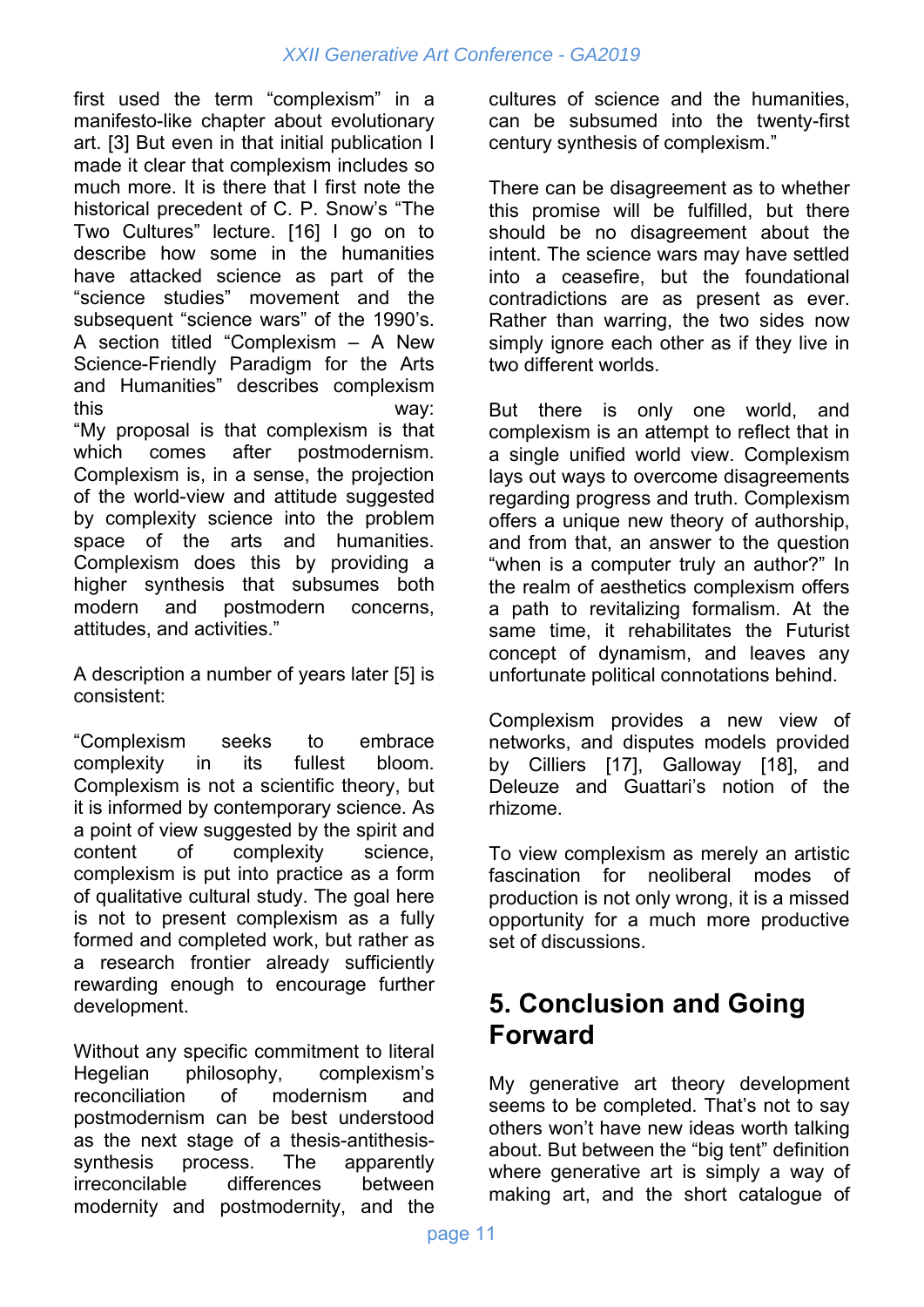first used the term "complexism" in a manifesto-like chapter about evolutionary art. [3] But even in that initial publication I made it clear that complexism includes so much more. It is there that I first note the historical precedent of C. P. Snow's "The Two Cultures" lecture. [16] I go on to describe how some in the humanities have attacked science as part of the "science studies" movement and the subsequent "science wars" of the 1990's. A section titled "Complexism – A New Science-Friendly Paradigm for the Arts and Humanities" describes complexism this way:

"My proposal is that complexism is that which comes after postmodernism. Complexism is, in a sense, the projection of the world-view and attitude suggested by complexity science into the problem space of the arts and humanities. Complexism does this by providing a higher synthesis that subsumes both modern and postmodern concerns, attitudes, and activities."

A description a number of years later [5] is consistent:

"Complexism seeks to embrace complexity in its fullest bloom. Complexism is not a scientific theory, but it is informed by contemporary science. As a point of view suggested by the spirit and content of complexity science, complexism is put into practice as a form of qualitative cultural study. The goal here is not to present complexism as a fully formed and completed work, but rather as a research frontier already sufficiently rewarding enough to encourage further development.

Without any specific commitment to literal Hegelian philosophy, complexism's reconciliation of modernism and postmodernism can be best understood as the next stage of a thesis-antithesis-synthesis process. The apparently irreconcilable differences between modernity and postmodernity, and the cultures of science and the humanities, can be subsumed into the twenty-first century synthesis of complexism."

There can be disagreement as to whether this promise will be fulfilled, but there should be no disagreement about the intent. The science wars may have settled into a ceasefire, but the foundational contradictions are as present as ever. Rather than warring, the two sides now simply ignore each other as if they live in two different worlds.

But there is only one world, and complexism is an attempt to reflect that in a single unified world view. Complexism lays out ways to overcome disagreements regarding progress and truth. Complexism offers a unique new theory of authorship, and from that, an answer to the question "when is a computer truly an author?" In the realm of aesthetics complexism offers a path to revitalizing formalism. At the same time, it rehabilitates the Futurist concept of dynamism, and leaves any unfortunate political connotations behind.

Complexism provides a new view of networks, and disputes models provided by Cilliers [17], Galloway [18], and Deleuze and Guattari's notion of the rhizome.

To view complexism as merely an artistic fascination for neoliberal modes of production is not only wrong, it is a missed opportunity for a much more productive set of discussions.

## 5. Conclusion and Going Forward

My generative art theory development seems to be completed. That's not to say others won't have new ideas worth talking about. But between the "big tent" definition where generative art is simply a way of making art, and the short catalogue of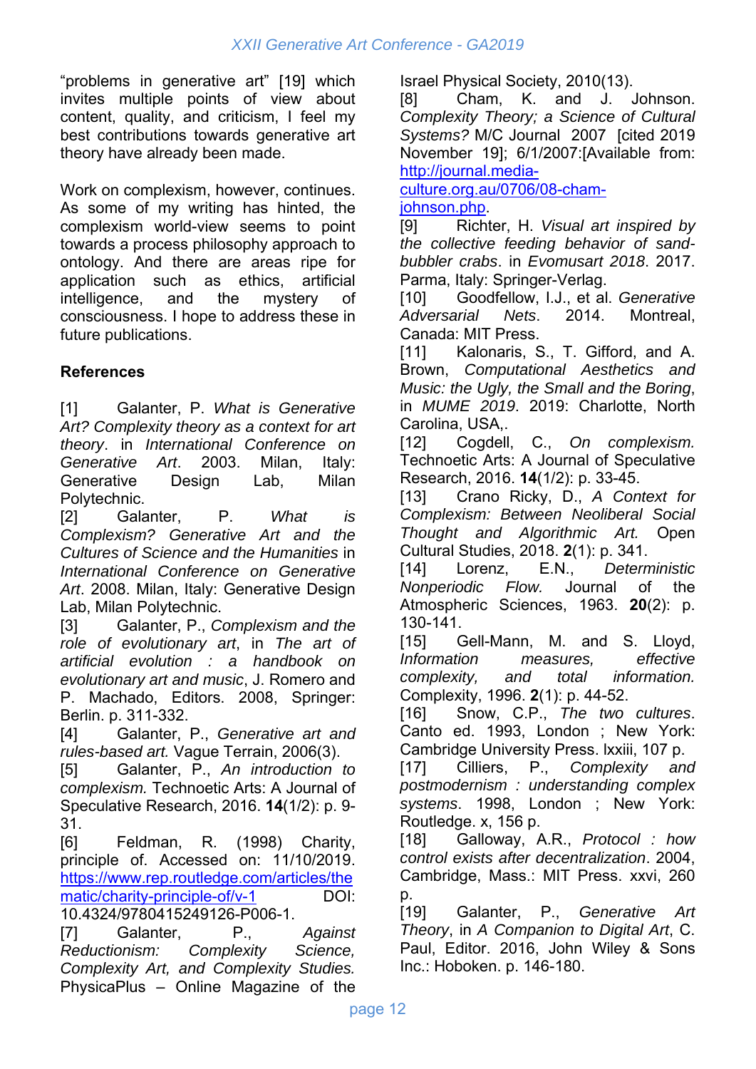"problems in generative art" [19] which invites multiple points of view about content, quality, and criticism, I feel my best contributions towards generative art theory have already been made.

Work on complexism, however, continues. As some of my writing has hinted, the complexism world-view seems to point towards a process philosophy approach to ontology. And there are areas ripe for application such as ethics, artificial intelligence, and the mystery of consciousness. I hope to address these in future publications.

**References**

[1] Galanter, P. *What is Generative Art? Complexity theory as a context for art theory*. in *International Conference on Generative Art*. 2003. Milan, Italy: Generative Design Lab, Milan Polytechnic.

[2] Galanter, P. *What is Complexism? Generative Art and the Cultures of Science and the Humanities* in *International Conference on Generative Art*. 2008. Milan, Italy: Generative Design Lab, Milan Polytechnic.

[3] Galanter, P., *Complexism and the role of evolutionary art*, in *The art of artificial evolution : a handbook on evolutionary art and music*, J. Romero and P. Machado, Editors. 2008, Springer: Berlin. p. 311-332.

[4] Galanter, P., *Generative art and rules-based art.* Vague Terrain, 2006(3).

[5] Galanter, P., *An introduction to complexism.* Technoetic Arts: A Journal of Speculative Research, 2016. **14**(1/2): p. 9-31.

[6] Feldman, R. (1998) Charity, principle of. Accessed on: 11/10/2019. https://www.rep.routledge.com/articles/thematic/charity-principle-of/v-1 DOI: 10.4324/9780415249126-P006-1.

[7] Galanter, P., *Against Reductionism: Complexity Science, Complexity Art, and Complexity Studies.* PhysicaPlus – Online Magazine of the Israel Physical Society, 2010(13).

[8] Cham, K. and J. Johnson. *Complexity Theory; a Science of Cultural Systems?* M/C Journal 2007 [cited 2019 November 19]; 6/1/2007:[Available from: http://journal.media-culture.org.au/0706/08-cham-johnson.php.

[9] Richter, H. *Visual art inspired by the collective feeding behavior of sand-bubbler crabs*. in *Evomusart 2018*. 2017. Parma, Italy: Springer-Verlag.

[10] Goodfellow, I.J., et al. *Generative Adversarial Nets*. 2014. Montreal, Canada: MIT Press.

[11] Kalonaris, S., T. Gifford, and A. Brown, *Computational Aesthetics and Music: the Ugly, the Small and the Boring*, in *MUME 2019*. 2019: Charlotte, North Carolina, USA,.

[12] Cogdell, C., *On complexism.* Technoetic Arts: A Journal of Speculative Research, 2016. **14**(1/2): p. 33-45.

[13] Crano Ricky, D., *A Context for Complexism: Between Neoliberal Social Thought and Algorithmic Art.* Open Cultural Studies, 2018. **2**(1): p. 341.

[14] Lorenz, E.N., *Deterministic Nonperiodic Flow.* Journal of the Atmospheric Sciences, 1963. **20**(2): p. 130-141.

[15] Gell-Mann, M. and S. Lloyd, *Information measures, effective complexity, and total information.* Complexity, 1996. **2**(1): p. 44-52.

[16] Snow, C.P., *The two cultures*. Canto ed. 1993, London ; New York: Cambridge University Press. lxxiii, 107 p.

[17] Cilliers, P., *Complexity and postmodernism : understanding complex systems*. 1998, London ; New York: Routledge. x, 156 p.

[18] Galloway, A.R., *Protocol : how control exists after decentralization*. 2004, Cambridge, Mass.: MIT Press. xxvi, 260 p.

[19] Galanter, P., *Generative Art Theory*, in *A Companion to Digital Art*, C. Paul, Editor. 2016, John Wiley & Sons Inc.: Hoboken. p. 146-180.